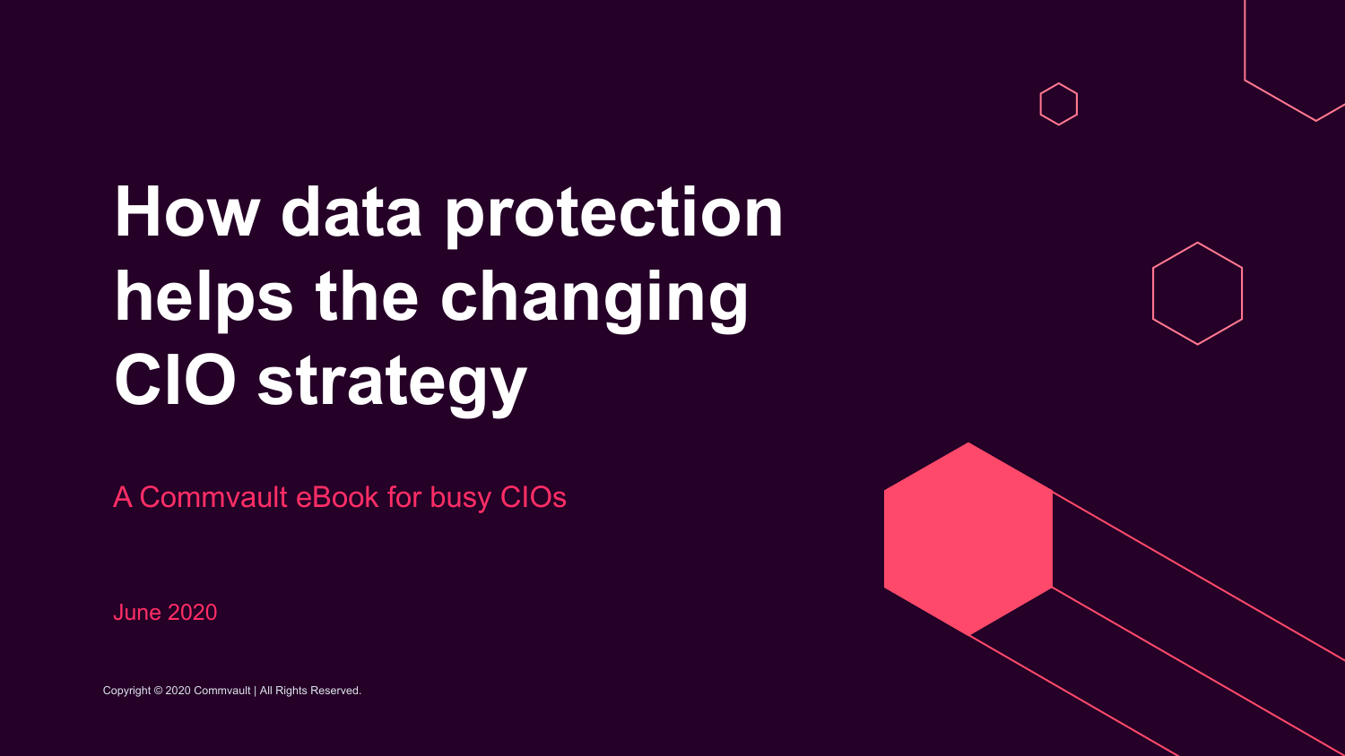# How data protection helps the changing CIO strategy

A Commvault eBook for busy CIOs

June 2020

Copyright © 2020 Commvault | All Rights Reserved.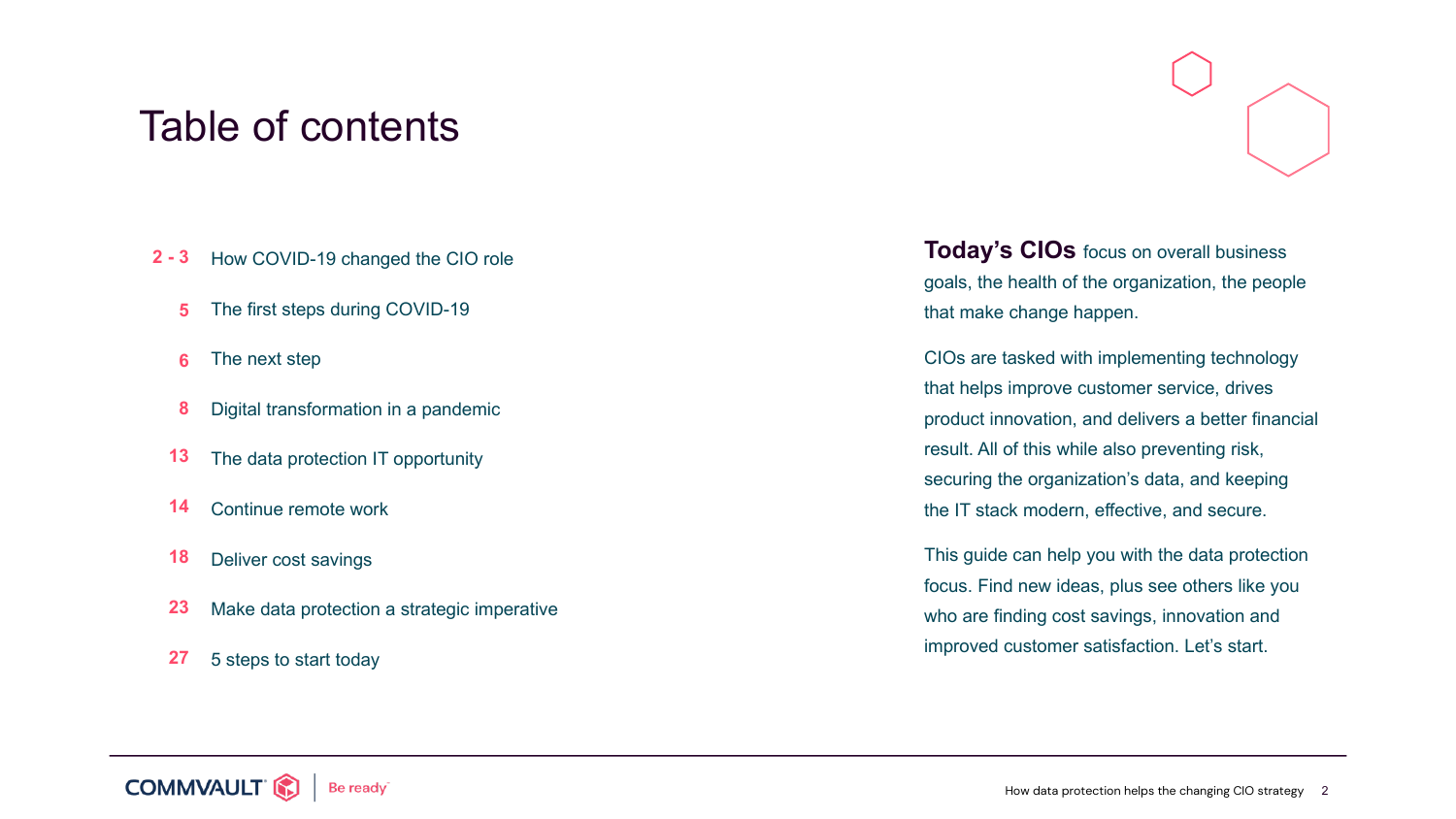# Table of contents

| | |
|---|---|
| 2 - 3 | How COVID-19 changed the CIO role |
| 5 | The first steps during COVID-19 |
| 6 | The next step |
| 8 | Digital transformation in a pandemic |
| 13 | The data protection IT opportunity |
| 14 | Continue remote work |
| 18 | Deliver cost savings |
| 23 | Make data protection a strategic imperative |
| 27 | 5 steps to start today |

**Today's CIOs** focus on overall business goals, the health of the organization, the people that make change happen.

CIOs are tasked with implementing technology that helps improve customer service, drives product innovation, and delivers a better financial result. All of this while also preventing risk, securing the organization's data, and keeping the IT stack modern, effective, and secure.

This guide can help you with the data protection focus. Find new ideas, plus see others like you who are finding cost savings, innovation and improved customer satisfaction. Let's start.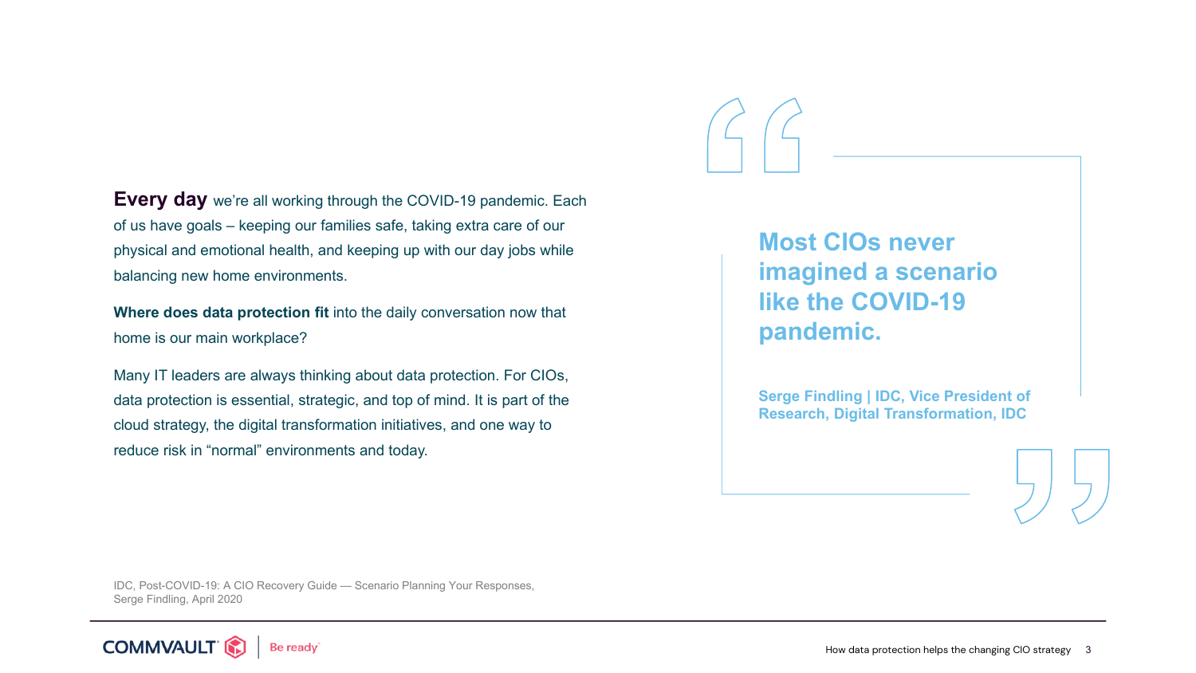**Every day** we're all working through the COVID-19 pandemic. Each of us have goals – keeping our families safe, taking extra care of our physical and emotional health, and keeping up with our day jobs while balancing new home environments.

**Where does data protection fit** into the daily conversation now that home is our main workplace?

Many IT leaders are always thinking about data protection. For CIOs, data protection is essential, strategic, and top of mind. It is part of the cloud strategy, the digital transformation initiatives, and one way to reduce risk in "normal" environments and today.

> **Most CIOs never imagined a scenario like the COVID-19 pandemic.**
>
> **Serge Findling | IDC, Vice President of Research, Digital Transformation, IDC**

IDC, Post-COVID-19: A CIO Recovery Guide — Scenario Planning Your Responses, Serge Findling, April 2020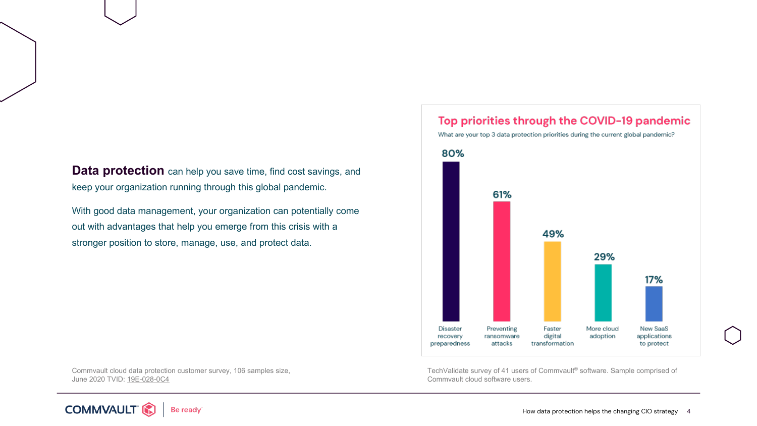**Data protection** can help you save time, find cost savings, and keep your organization running through this global pandemic.

With good data management, your organization can potentially come out with advantages that help you emerge from this crisis with a stronger position to store, manage, use, and protect data.

## Top priorities through the COVID-19 pandemic

What are your top 3 data protection priorities during the current global pandemic?

| Priority | Percentage |
|---|---|
| Disaster recovery preparedness | 80% |
| Preventing ransomware attacks | 61% |
| Faster digital transformation | 49% |
| More cloud adoption | 29% |
| New SaaS applications to protect | 17% |

Commvault cloud data protection customer survey, 106 samples size, June 2020 TVID: 19E-028-0C4

TechValidate survey of 41 users of Commvault® software. Sample comprised of Commvault cloud software users.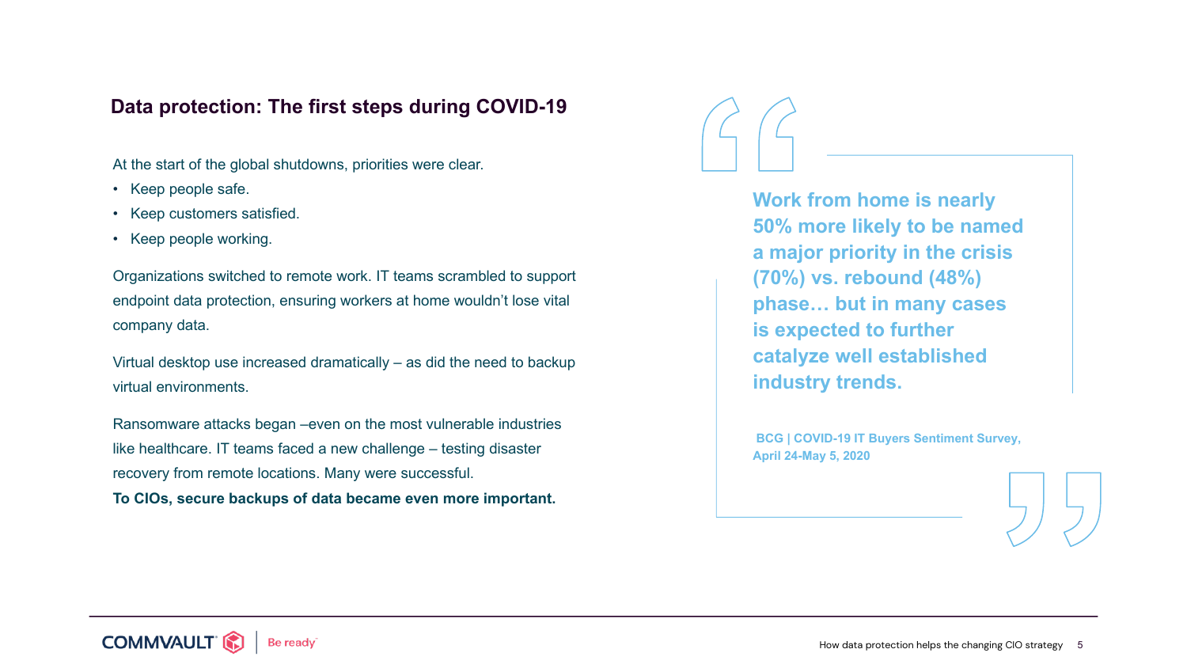## Data protection: The first steps during COVID-19

At the start of the global shutdowns, priorities were clear.

- Keep people safe.
- Keep customers satisfied.
- Keep people working.

Organizations switched to remote work. IT teams scrambled to support endpoint data protection, ensuring workers at home wouldn't lose vital company data.

Virtual desktop use increased dramatically – as did the need to backup virtual environments.

Ransomware attacks began –even on the most vulnerable industries like healthcare. IT teams faced a new challenge – testing disaster recovery from remote locations. Many were successful.

**To CIOs, secure backups of data became even more important.**

> **Work from home is nearly 50% more likely to be named a major priority in the crisis (70%) vs. rebound (48%) phase… but in many cases is expected to further catalyze well established industry trends.**
>
> **BCG | COVID-19 IT Buyers Sentiment Survey, April 24-May 5, 2020**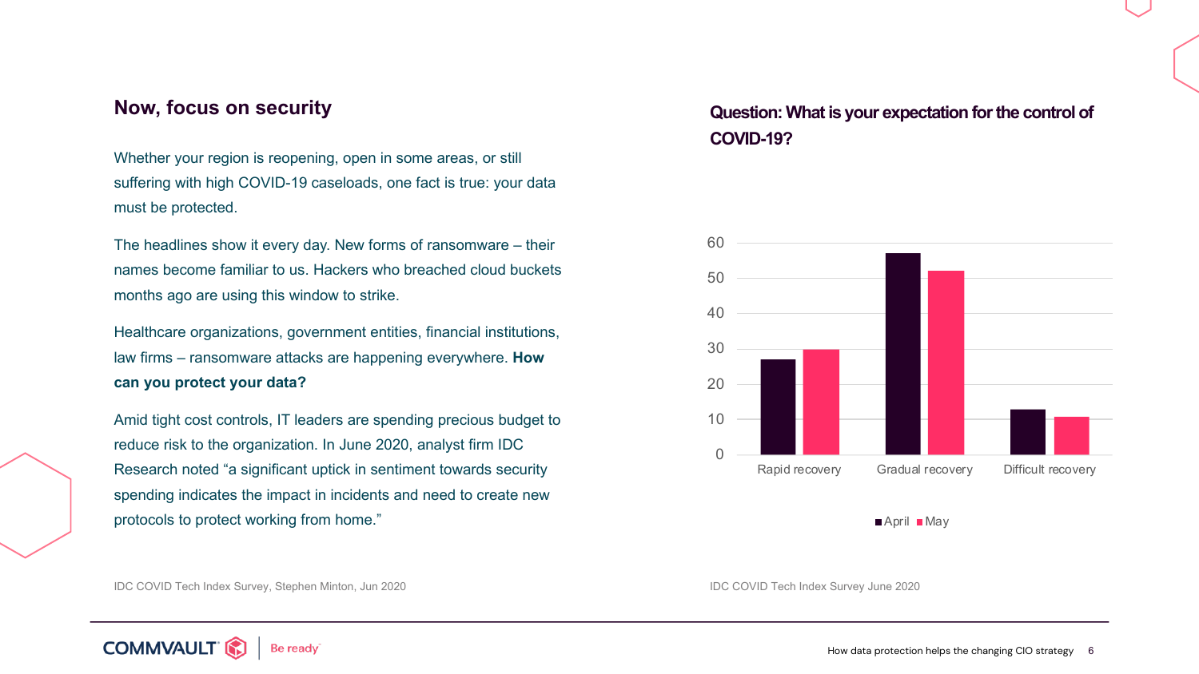## Now, focus on security

Whether your region is reopening, open in some areas, or still suffering with high COVID-19 caseloads, one fact is true: your data must be protected.

The headlines show it every day. New forms of ransomware – their names become familiar to us. Hackers who breached cloud buckets months ago are using this window to strike.

Healthcare organizations, government entities, financial institutions, law firms – ransomware attacks are happening everywhere. **How can you protect your data?**

Amid tight cost controls, IT leaders are spending precious budget to reduce risk to the organization. In June 2020, analyst firm IDC Research noted "a significant uptick in sentiment towards security spending indicates the impact in incidents and need to create new protocols to protect working from home."

IDC COVID Tech Index Survey, Stephen Minton, Jun 2020

**Question: What is your expectation for the control of COVID-19?**

| | April | May |
|---|---|---|
| Rapid recovery | 27 | 30 |
| Gradual recovery | 57 | 52 |
| Difficult recovery | 13 | 11 |

IDC COVID Tech Index Survey June 2020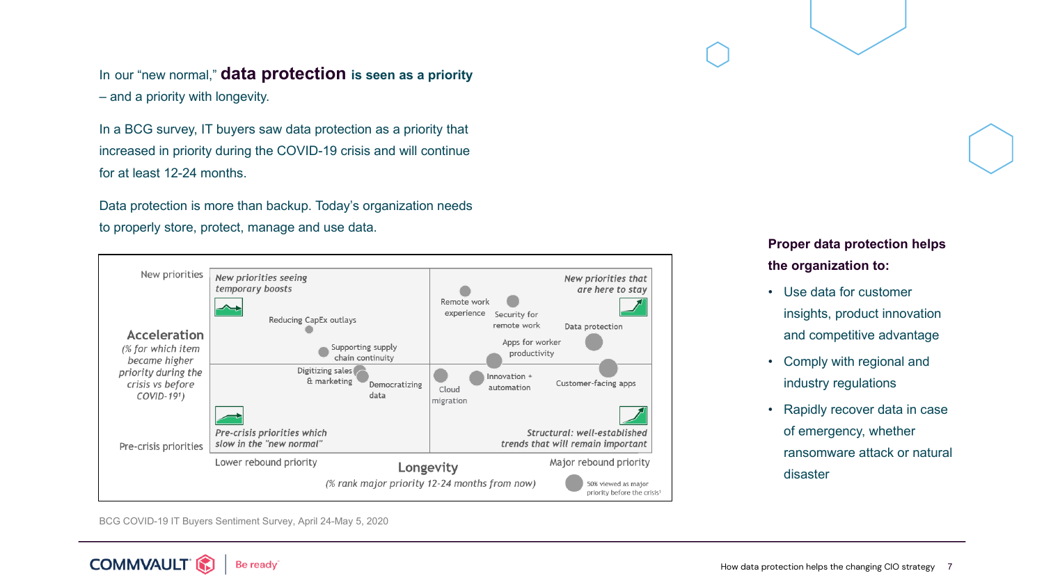In our "new normal," **data protection is seen as a priority** – and a priority with longevity.

In a BCG survey, IT buyers saw data protection as a priority that increased in priority during the COVID-19 crisis and will continue for at least 12-24 months.

Data protection is more than backup. Today's organization needs to properly store, protect, manage and use data.

New priorities

*New priorities seeing temporary boosts*

*New priorities that are here to stay*

Reducing CapEx outlays

Remote work experience

Security for remote work

Data protection

Supporting supply chain continuity

Apps for worker productivity

**Acceleration**

*(% for which item became higher priority during the crisis vs before COVID-19[1])*

Digitizing sales & marketing

Democratizing data

Cloud migration

Innovation + automation

Customer-facing apps

*Pre-crisis priorities which slow in the "new normal"*

*Structural: well-established trends that will remain important*

Pre-crisis priorities

Lower rebound priority

**Longevity**

*(% rank major priority 12-24 months from now)*

Major rebound priority

50% viewed as major priority before the crisis[1]

BCG COVID-19 IT Buyers Sentiment Survey, April 24-May 5, 2020

**Proper data protection helps the organization to:**

- Use data for customer insights, product innovation and competitive advantage
- Comply with regional and industry regulations
- Rapidly recover data in case of emergency, whether ransomware attack or natural disaster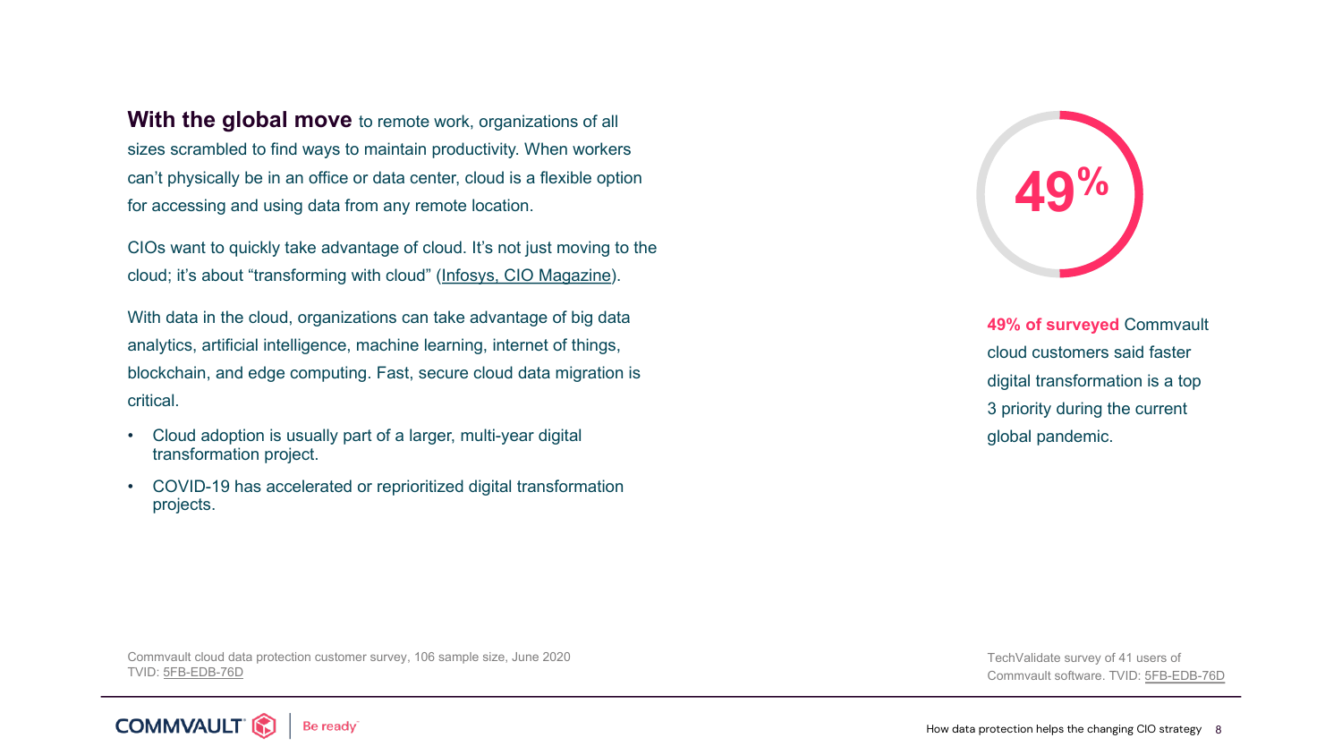**With the global move** to remote work, organizations of all sizes scrambled to find ways to maintain productivity. When workers can't physically be in an office or data center, cloud is a flexible option for accessing and using data from any remote location.

CIOs want to quickly take advantage of cloud. It's not just moving to the cloud; it's about "transforming with cloud" (Infosys, CIO Magazine).

With data in the cloud, organizations can take advantage of big data analytics, artificial intelligence, machine learning, internet of things, blockchain, and edge computing. Fast, secure cloud data migration is critical.

- Cloud adoption is usually part of a larger, multi-year digital transformation project.
- COVID-19 has accelerated or reprioritized digital transformation projects.

Commvault cloud data protection customer survey, 106 sample size, June 2020
TVID: 5FB-EDB-76D

**49%**

**49% of surveyed** Commvault cloud customers said faster digital transformation is a top 3 priority during the current global pandemic.

TechValidate survey of 41 users of Commvault software. TVID: 5FB-EDB-76D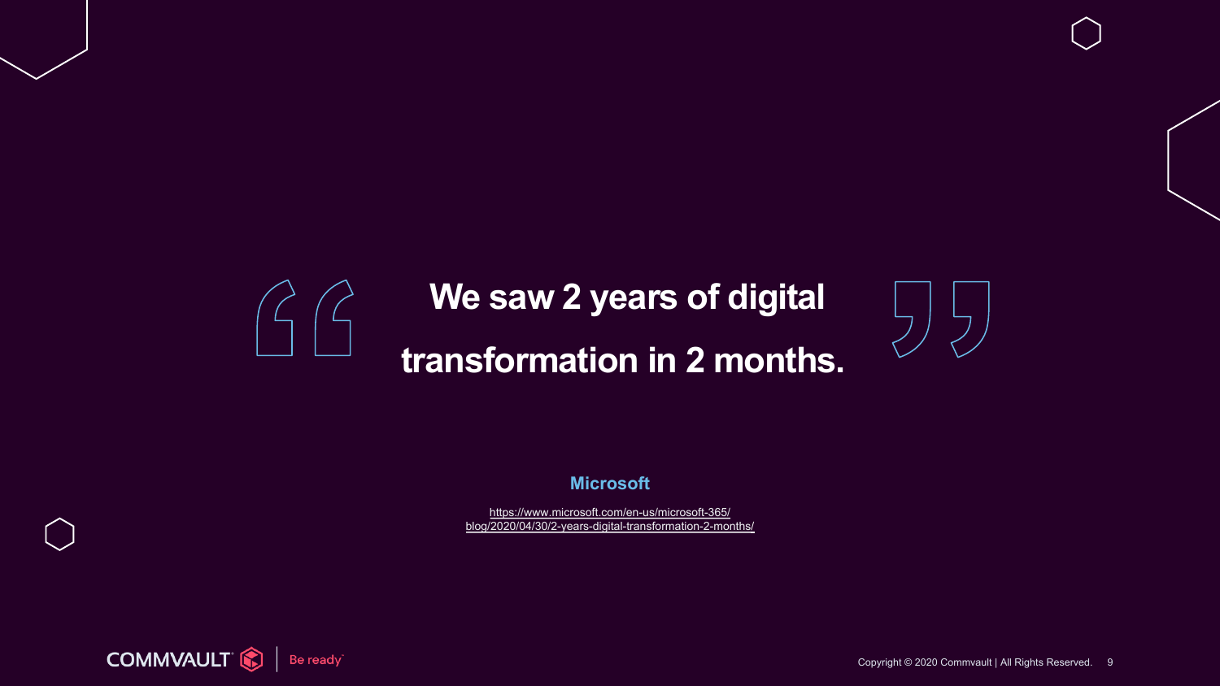> **We saw 2 years of digital transformation in 2 months.**

**Microsoft**

https://www.microsoft.com/en-us/microsoft-365/blog/2020/04/30/2-years-digital-transformation-2-months/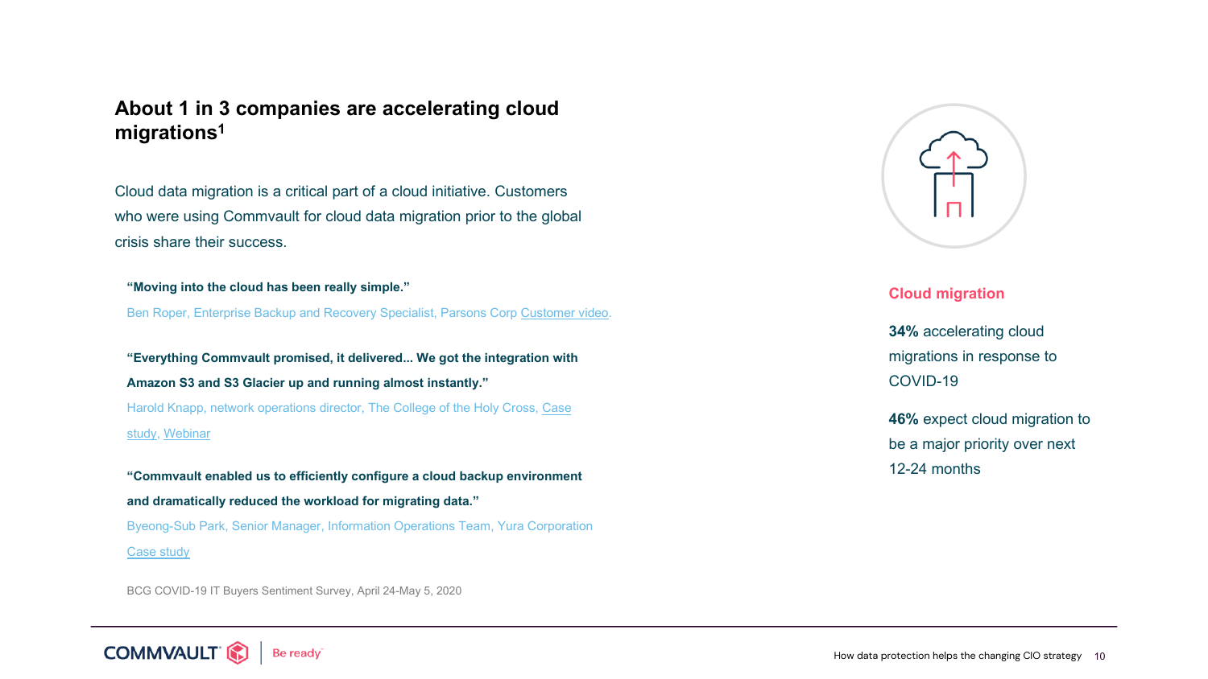## About 1 in 3 companies are accelerating cloud migrations[1]

Cloud data migration is a critical part of a cloud initiative. Customers who were using Commvault for cloud data migration prior to the global crisis share their success.

**"Moving into the cloud has been really simple."**

Ben Roper, Enterprise Backup and Recovery Specialist, Parsons Corp Customer video.

**"Everything Commvault promised, it delivered... We got the integration with Amazon S3 and S3 Glacier up and running almost instantly."**

Harold Knapp, network operations director, The College of the Holy Cross, Case study, Webinar

**"Commvault enabled us to efficiently configure a cloud backup environment and dramatically reduced the workload for migrating data."**

Byeong-Sub Park, Senior Manager, Information Operations Team, Yura Corporation Case study

BCG COVID-19 IT Buyers Sentiment Survey, April 24-May 5, 2020

### Cloud migration

**34%** accelerating cloud migrations in response to COVID-19

**46%** expect cloud migration to be a major priority over next 12-24 months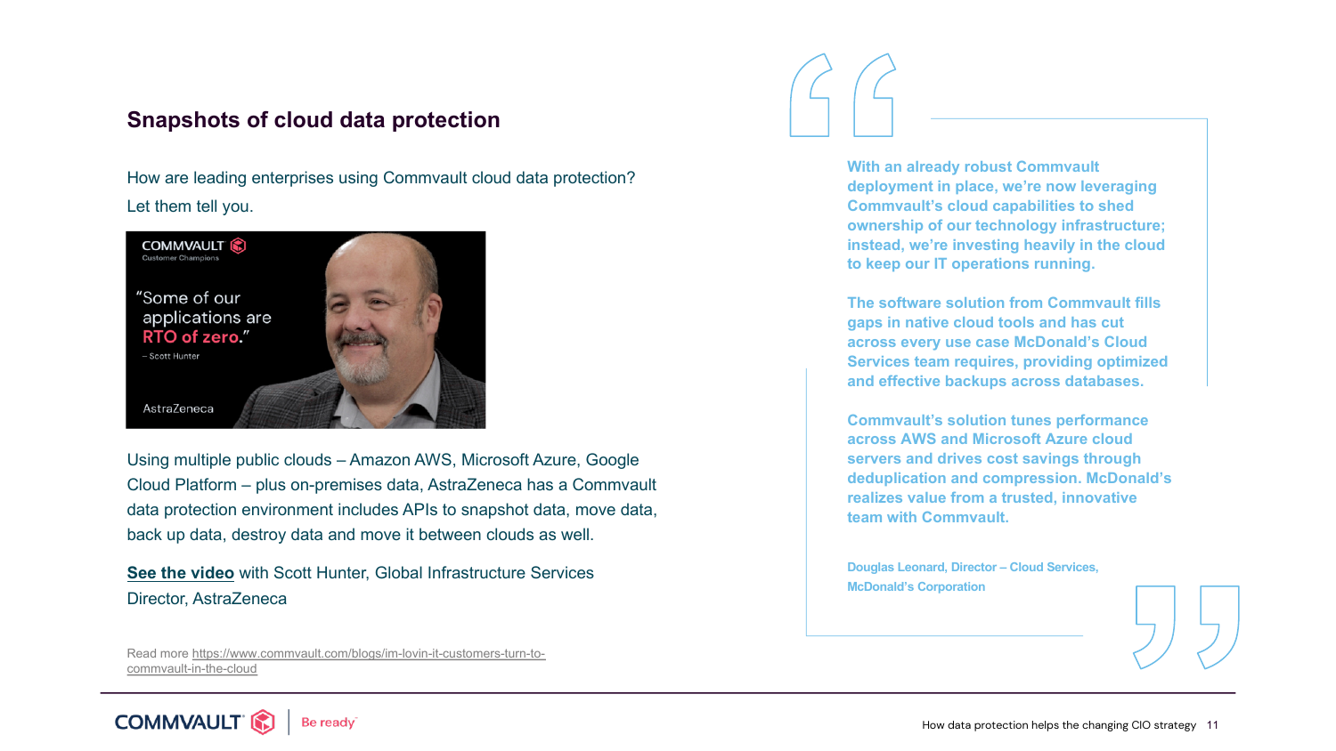## Snapshots of cloud data protection

How are leading enterprises using Commvault cloud data protection? Let them tell you.

COMMVAULT Customer Champions

"Some of our applications are RTO of zero."

– Scott Hunter

AstraZeneca

Using multiple public clouds – Amazon AWS, Microsoft Azure, Google Cloud Platform – plus on-premises data, AstraZeneca has a Commvault data protection environment includes APIs to snapshot data, move data, back up data, destroy data and move it between clouds as well.

**See the video** with Scott Hunter, Global Infrastructure Services Director, AstraZeneca

Read more https://www.commvault.com/blogs/im-lovin-it-customers-turn-to-commvault-in-the-cloud

> **With an already robust Commvault deployment in place, we're now leveraging Commvault's cloud capabilities to shed ownership of our technology infrastructure; instead, we're investing heavily in the cloud to keep our IT operations running.**
>
> **The software solution from Commvault fills gaps in native cloud tools and has cut across every use case McDonald's Cloud Services team requires, providing optimized and effective backups across databases.**
>
> **Commvault's solution tunes performance across AWS and Microsoft Azure cloud servers and drives cost savings through deduplication and compression. McDonald's realizes value from a trusted, innovative team with Commvault.**
>
> Douglas Leonard, Director – Cloud Services, McDonald's Corporation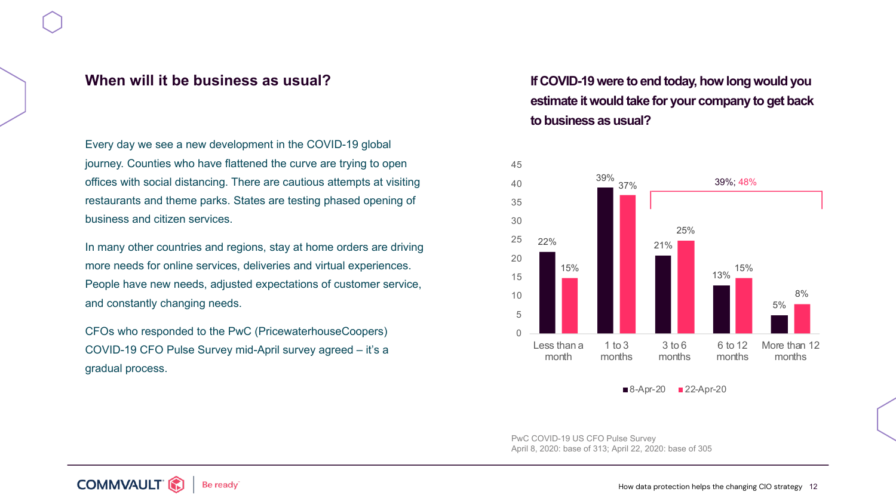## When will it be business as usual?

Every day we see a new development in the COVID-19 global journey. Counties who have flattened the curve are trying to open offices with social distancing. There are cautious attempts at visiting restaurants and theme parks. States are testing phased opening of business and citizen services.

In many other countries and regions, stay at home orders are driving more needs for online services, deliveries and virtual experiences. People have new needs, adjusted expectations of customer service, and constantly changing needs.

CFOs who responded to the PwC (PricewaterhouseCoopers) COVID-19 CFO Pulse Survey mid-April survey agreed – it's a gradual process.

## If COVID-19 were to end today, how long would you estimate it would take for your company to get back to business as usual?

| | 8-Apr-20 | 22-Apr-20 |
|---|---|---|
| Less than a month | 22% | 15% |
| 1 to 3 months | 39% | 37% |
| 3 to 6 months | 21% | 25% |
| 6 to 12 months | 13% | 15% |
| More than 12 months | 5% | 8% |

3 months or more combined: 39%; 48%

PwC COVID-19 US CFO Pulse Survey
April 8, 2020: base of 313; April 22, 2020: base of 305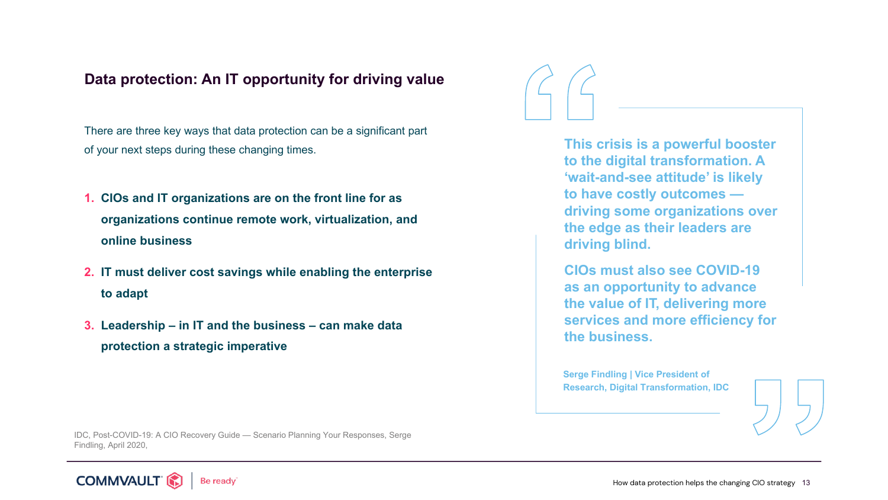## Data protection: An IT opportunity for driving value

There are three key ways that data protection can be a significant part of your next steps during these changing times.

1. **CIOs and IT organizations are on the front line for as organizations continue remote work, virtualization, and online business**
2. **IT must deliver cost savings while enabling the enterprise to adapt**
3. **Leadership – in IT and the business – can make data protection a strategic imperative**

> **This crisis is a powerful booster to the digital transformation. A ‘wait-and-see attitude’ is likely to have costly outcomes — driving some organizations over the edge as their leaders are driving blind.**
>
> **CIOs must also see COVID-19 as an opportunity to advance the value of IT, delivering more services and more efficiency for the business.**
>
> **Serge Findling | Vice President of Research, Digital Transformation, IDC**

IDC, Post-COVID-19: A CIO Recovery Guide — Scenario Planning Your Responses, Serge Findling, April 2020,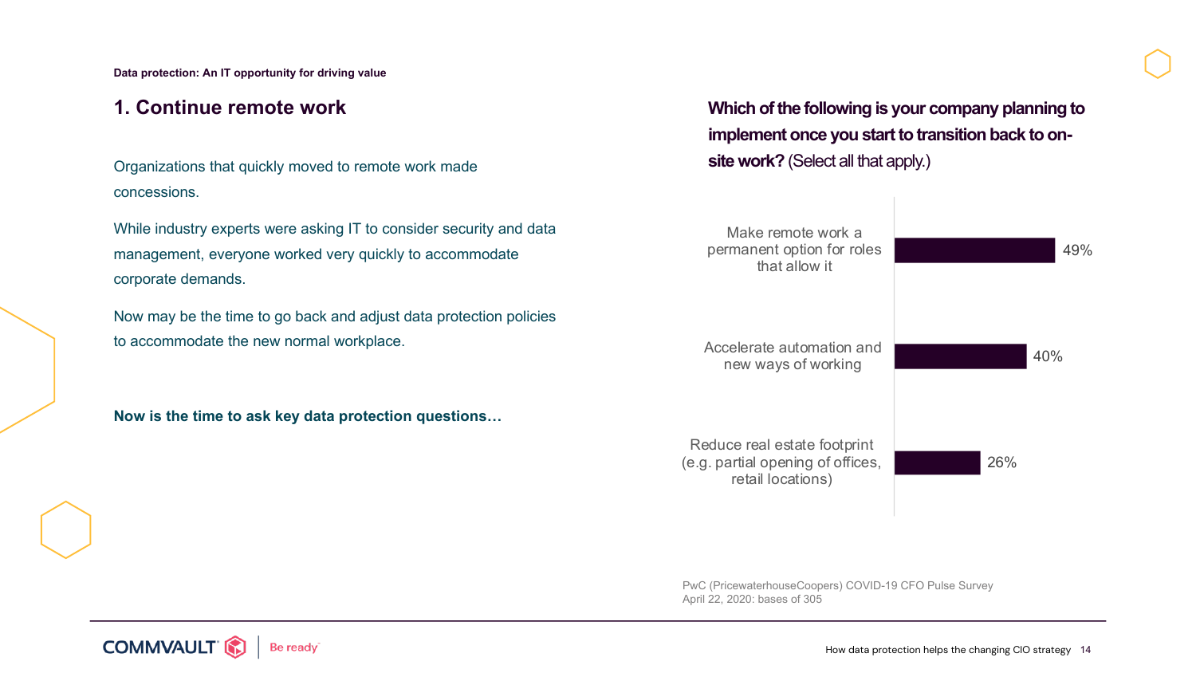Data protection: An IT opportunity for driving value

## 1. Continue remote work

Organizations that quickly moved to remote work made concessions.

While industry experts were asking IT to consider security and data management, everyone worked very quickly to accommodate corporate demands.

Now may be the time to go back and adjust data protection policies to accommodate the new normal workplace.

**Now is the time to ask key data protection questions…**

**Which of the following is your company planning to implement once you start to transition back to on-site work?** (Select all that apply.)

| Response | % |
|---|---|
| Make remote work a permanent option for roles that allow it | 49% |
| Accelerate automation and new ways of working | 40% |
| Reduce real estate footprint (e.g. partial opening of offices, retail locations) | 26% |

PwC (PricewaterhouseCoopers) COVID-19 CFO Pulse Survey
April 22, 2020: bases of 305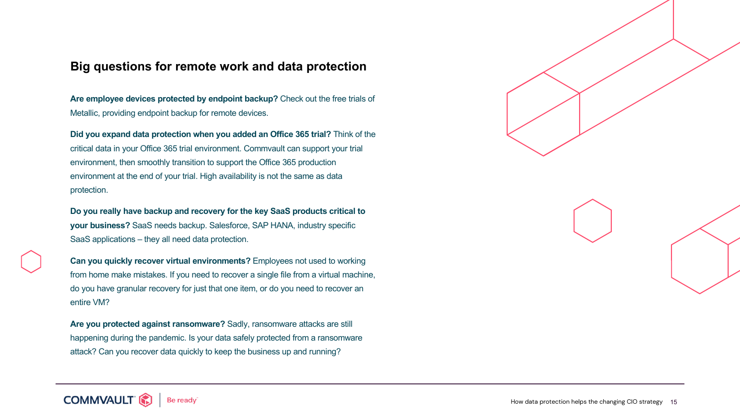## Big questions for remote work and data protection

**Are employee devices protected by endpoint backup?** Check out the free trials of Metallic, providing endpoint backup for remote devices.

**Did you expand data protection when you added an Office 365 trial?** Think of the critical data in your Office 365 trial environment. Commvault can support your trial environment, then smoothly transition to support the Office 365 production environment at the end of your trial. High availability is not the same as data protection.

**Do you really have backup and recovery for the key SaaS products critical to your business?** SaaS needs backup. Salesforce, SAP HANA, industry specific SaaS applications – they all need data protection.

**Can you quickly recover virtual environments?** Employees not used to working from home make mistakes. If you need to recover a single file from a virtual machine, do you have granular recovery for just that one item, or do you need to recover an entire VM?

**Are you protected against ransomware?** Sadly, ransomware attacks are still happening during the pandemic. Is your data safely protected from a ransomware attack? Can you recover data quickly to keep the business up and running?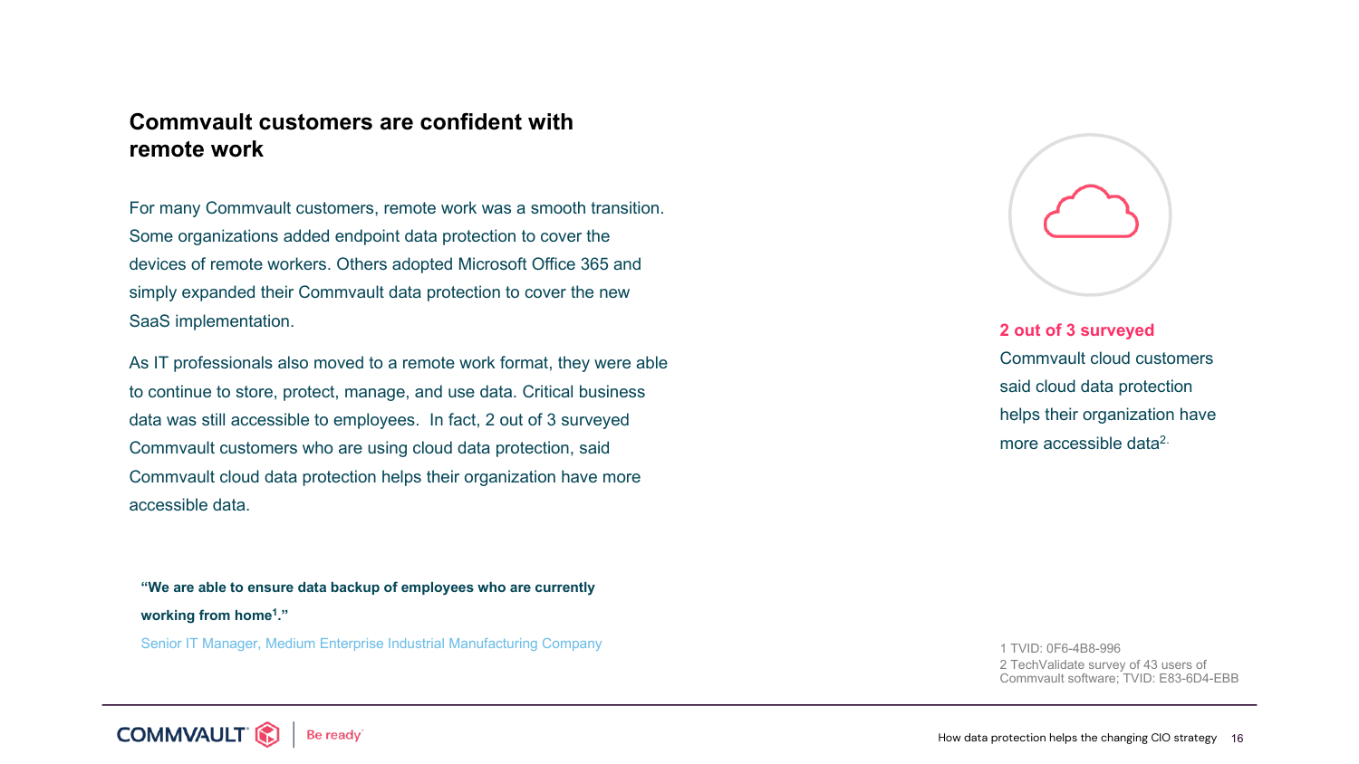## Commvault customers are confident with remote work

For many Commvault customers, remote work was a smooth transition. Some organizations added endpoint data protection to cover the devices of remote workers. Others adopted Microsoft Office 365 and simply expanded their Commvault data protection to cover the new SaaS implementation.

As IT professionals also moved to a remote work format, they were able to continue to store, protect, manage, and use data. Critical business data was still accessible to employees. In fact, 2 out of 3 surveyed Commvault customers who are using cloud data protection, said Commvault cloud data protection helps their organization have more accessible data.

**"We are able to ensure data backup of employees who are currently working from home[1]."**

Senior IT Manager, Medium Enterprise Industrial Manufacturing Company

**2 out of 3 surveyed** Commvault cloud customers said cloud data protection helps their organization have more accessible data[2].

1 TVID: 0F6-4B8-996
2 TechValidate survey of 43 users of Commvault software; TVID: E83-6D4-EBB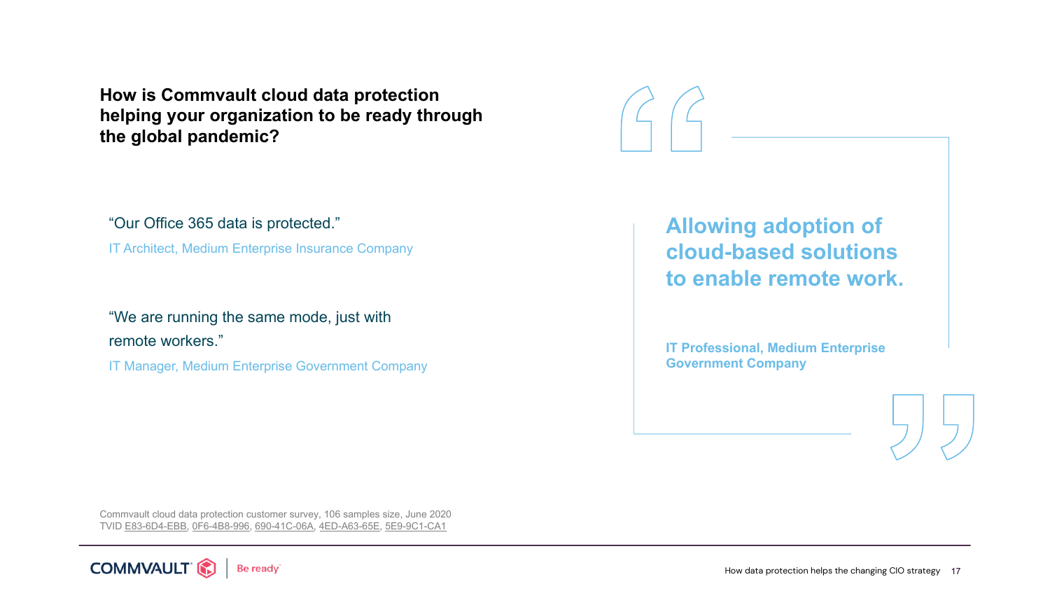## How is Commvault cloud data protection helping your organization to be ready through the global pandemic?

"Our Office 365 data is protected."

IT Architect, Medium Enterprise Insurance Company

"We are running the same mode, just with remote workers."

IT Manager, Medium Enterprise Government Company

**Allowing adoption of cloud-based solutions to enable remote work.**

**IT Professional, Medium Enterprise Government Company**

Commvault cloud data protection customer survey, 106 samples size, June 2020
TVID E83-6D4-EBB, 0F6-4B8-996, 690-41C-06A, 4ED-A63-65E, 5E9-9C1-CA1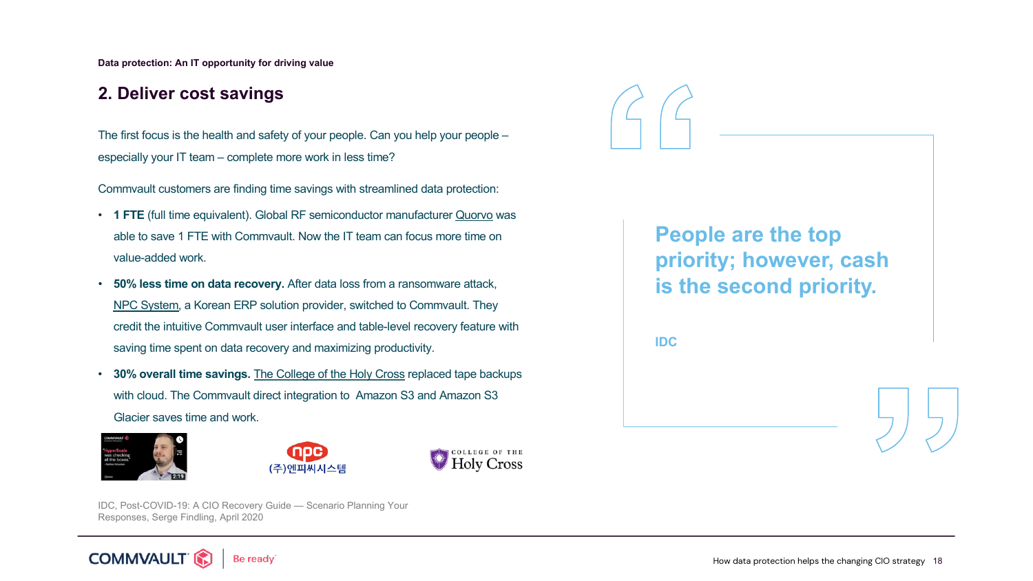Data protection: An IT opportunity for driving value

## 2. Deliver cost savings

The first focus is the health and safety of your people. Can you help your people – especially your IT team – complete more work in less time?

Commvault customers are finding time savings with streamlined data protection:

- **1 FTE** (full time equivalent). Global RF semiconductor manufacturer Quorvo was able to save 1 FTE with Commvault. Now the IT team can focus more time on value-added work.
- **50% less time on data recovery.** After data loss from a ransomware attack, NPC System, a Korean ERP solution provider, switched to Commvault. They credit the intuitive Commvault user interface and table-level recovery feature with saving time spent on data recovery and maximizing productivity.
- **30% overall time savings.** The College of the Holy Cross replaced tape backups with cloud. The Commvault direct integration to Amazon S3 and Amazon S3 Glacier saves time and work.

> **People are the top priority; however, cash is the second priority.**
>
> IDC

IDC, Post-COVID-19: A CIO Recovery Guide — Scenario Planning Your Responses, Serge Findling, April 2020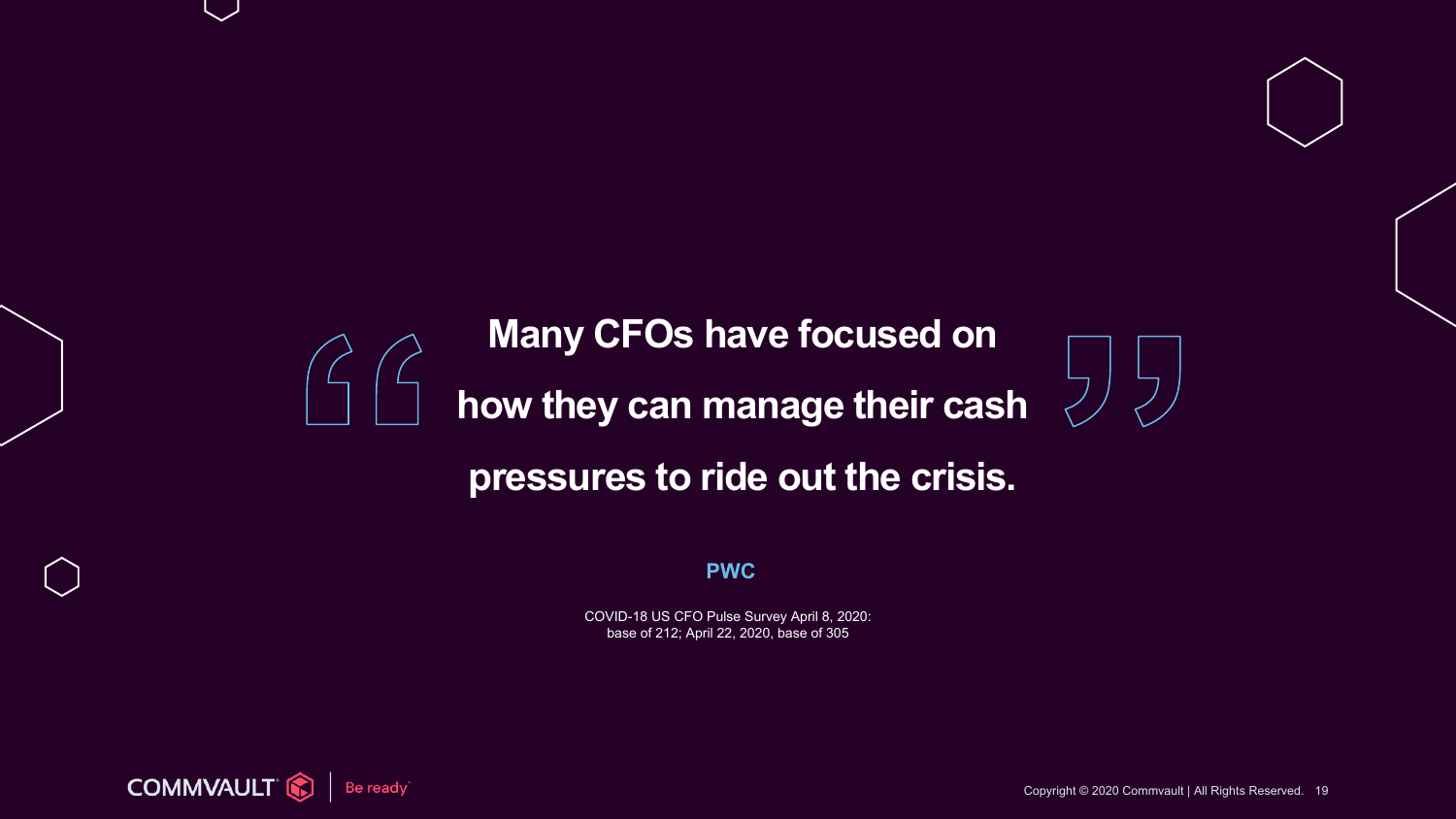> **Many CFOs have focused on how they can manage their cash pressures to ride out the crisis.**

**PWC**

COVID-18 US CFO Pulse Survey April 8, 2020: base of 212; April 22, 2020, base of 305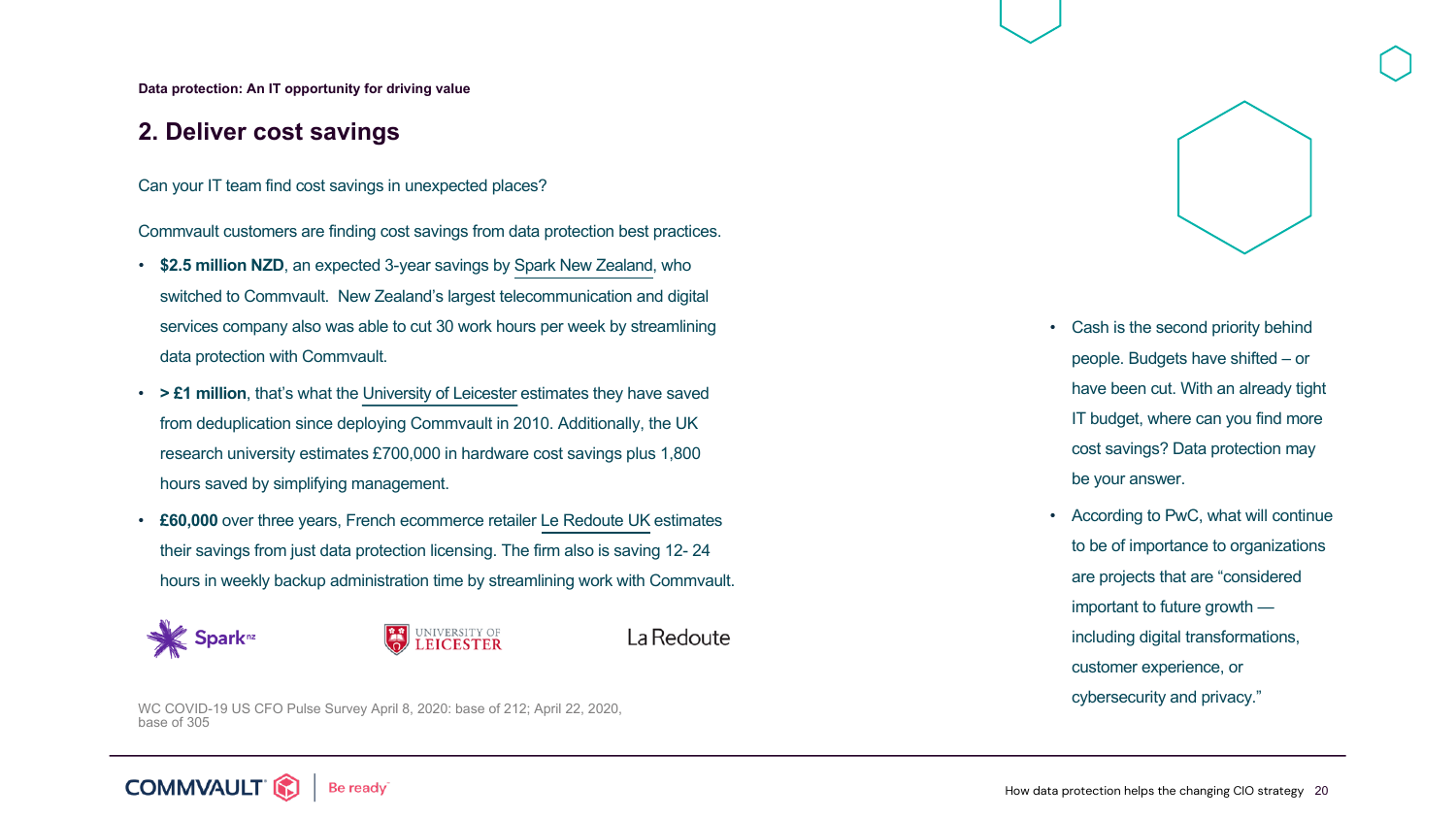## 2. Deliver cost savings

Can your IT team find cost savings in unexpected places?

Commvault customers are finding cost savings from data protection best practices.

- **$2.5 million NZD**, an expected 3-year savings by Spark New Zealand, who switched to Commvault. New Zealand's largest telecommunication and digital services company also was able to cut 30 work hours per week by streamlining data protection with Commvault.
- **> £1 million**, that's what the University of Leicester estimates they have saved from deduplication since deploying Commvault in 2010. Additionally, the UK research university estimates £700,000 in hardware cost savings plus 1,800 hours saved by simplifying management.
- **£60,000** over three years, French ecommerce retailer Le Redoute UK estimates their savings from just data protection licensing. The firm also is saving 12- 24 hours in weekly backup administration time by streamlining work with Commvault.

Spark nz | University of Leicester | La Redoute

- Cash is the second priority behind people. Budgets have shifted – or have been cut. With an already tight IT budget, where can you find more cost savings? Data protection may be your answer.
- According to PwC, what will continue to be of importance to organizations are projects that are "considered important to future growth — including digital transformations, customer experience, or cybersecurity and privacy."

WC COVID-19 US CFO Pulse Survey April 8, 2020: base of 212; April 22, 2020, base of 305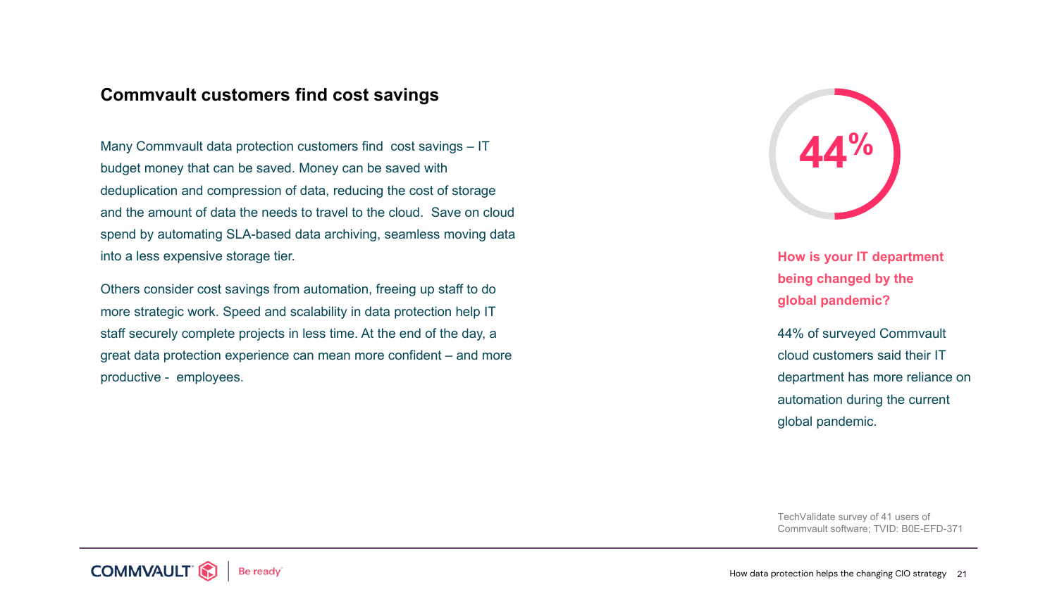## Commvault customers find cost savings

Many Commvault data protection customers find cost savings – IT budget money that can be saved. Money can be saved with deduplication and compression of data, reducing the cost of storage and the amount of data the needs to travel to the cloud. Save on cloud spend by automating SLA-based data archiving, seamless moving data into a less expensive storage tier.

Others consider cost savings from automation, freeing up staff to do more strategic work. Speed and scalability in data protection help IT staff securely complete projects in less time. At the end of the day, a great data protection experience can mean more confident – and more productive - employees.

**44%**

**How is your IT department being changed by the global pandemic?**

44% of surveyed Commvault cloud customers said their IT department has more reliance on automation during the current global pandemic.

TechValidate survey of 41 users of Commvault software; TVID: B0E-EFD-371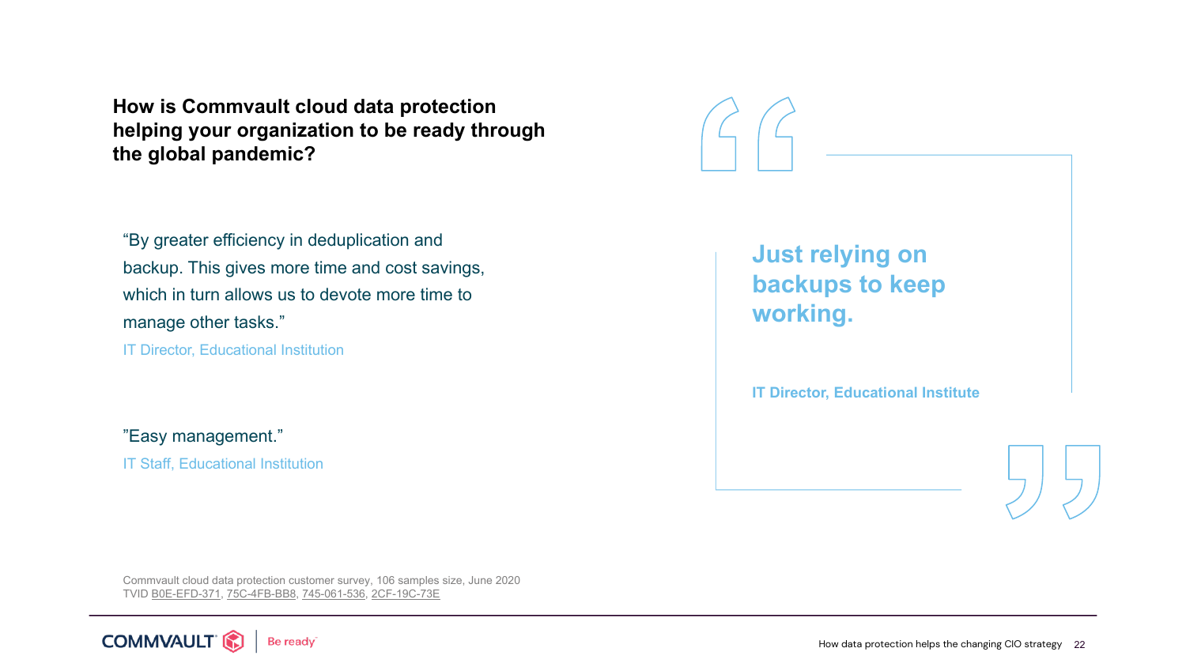## How is Commvault cloud data protection helping your organization to be ready through the global pandemic?

"By greater efficiency in deduplication and backup. This gives more time and cost savings, which in turn allows us to devote more time to manage other tasks."

IT Director, Educational Institution

"Easy management."

IT Staff, Educational Institution

> **Just relying on backups to keep working.**
>
> **IT Director, Educational Institute**

Commvault cloud data protection customer survey, 106 samples size, June 2020
TVID B0E-EFD-371, 75C-4FB-BB8, 745-061-536, 2CF-19C-73E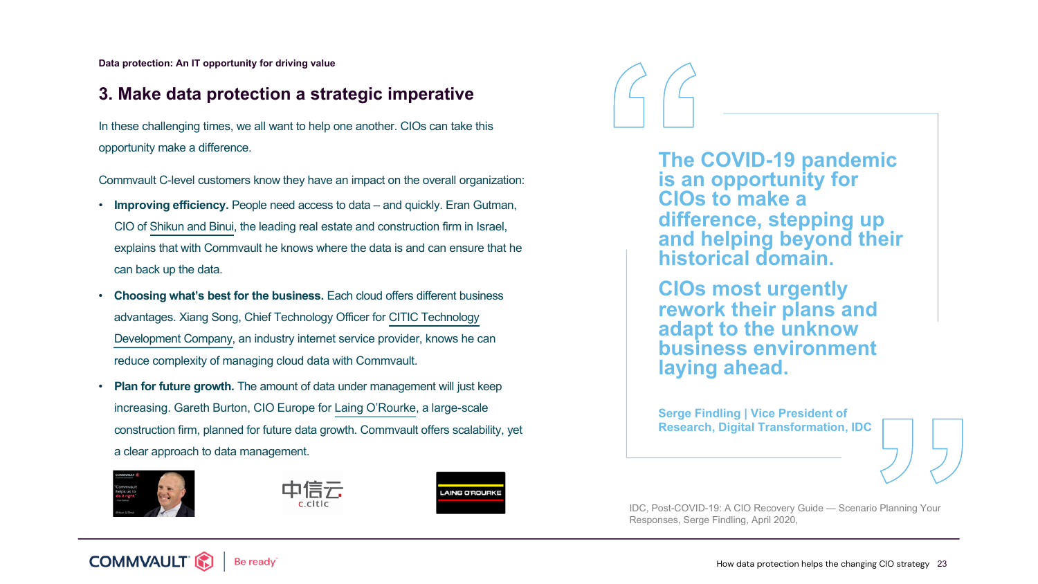Data protection: An IT opportunity for driving value

## 3. Make data protection a strategic imperative

In these challenging times, we all want to help one another. CIOs can take this opportunity make a difference.

Commvault C-level customers know they have an impact on the overall organization:

- **Improving efficiency.** People need access to data – and quickly. Eran Gutman, CIO of Shikun and Binui, the leading real estate and construction firm in Israel, explains that with Commvault he knows where the data is and can ensure that he can back up the data.
- **Choosing what's best for the business.** Each cloud offers different business advantages. Xiang Song, Chief Technology Officer for CITIC Technology Development Company, an industry internet service provider, knows he can reduce complexity of managing cloud data with Commvault.
- **Plan for future growth.** The amount of data under management will just keep increasing. Gareth Burton, CIO Europe for Laing O'Rourke, a large-scale construction firm, planned for future data growth. Commvault offers scalability, yet a clear approach to data management.

> **The COVID-19 pandemic is an opportunity for CIOs to make a difference, stepping up and helping beyond their historical domain.**
>
> **CIOs most urgently rework their plans and adapt to the unknow business environment laying ahead.**
>
> **Serge Findling | Vice President of Research, Digital Transformation, IDC**

IDC, Post-COVID-19: A CIO Recovery Guide — Scenario Planning Your Responses, Serge Findling, April 2020,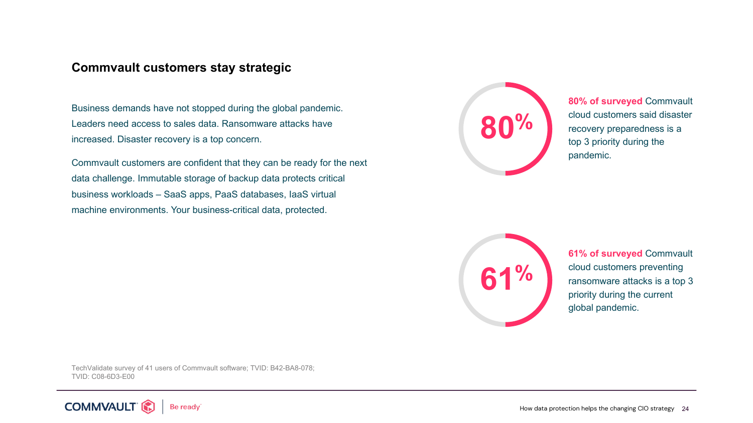## Commvault customers stay strategic

Business demands have not stopped during the global pandemic. Leaders need access to sales data. Ransomware attacks have increased. Disaster recovery is a top concern.

Commvault customers are confident that they can be ready for the next data challenge. Immutable storage of backup data protects critical business workloads – SaaS apps, PaaS databases, IaaS virtual machine environments. Your business-critical data, protected.

**80%**

**80% of surveyed** Commvault cloud customers said disaster recovery preparedness is a top 3 priority during the pandemic.

**61%**

**61% of surveyed** Commvault cloud customers preventing ransomware attacks is a top 3 priority during the current global pandemic.

TechValidate survey of 41 users of Commvault software; TVID: B42-BA8-078; TVID: C08-6D3-E00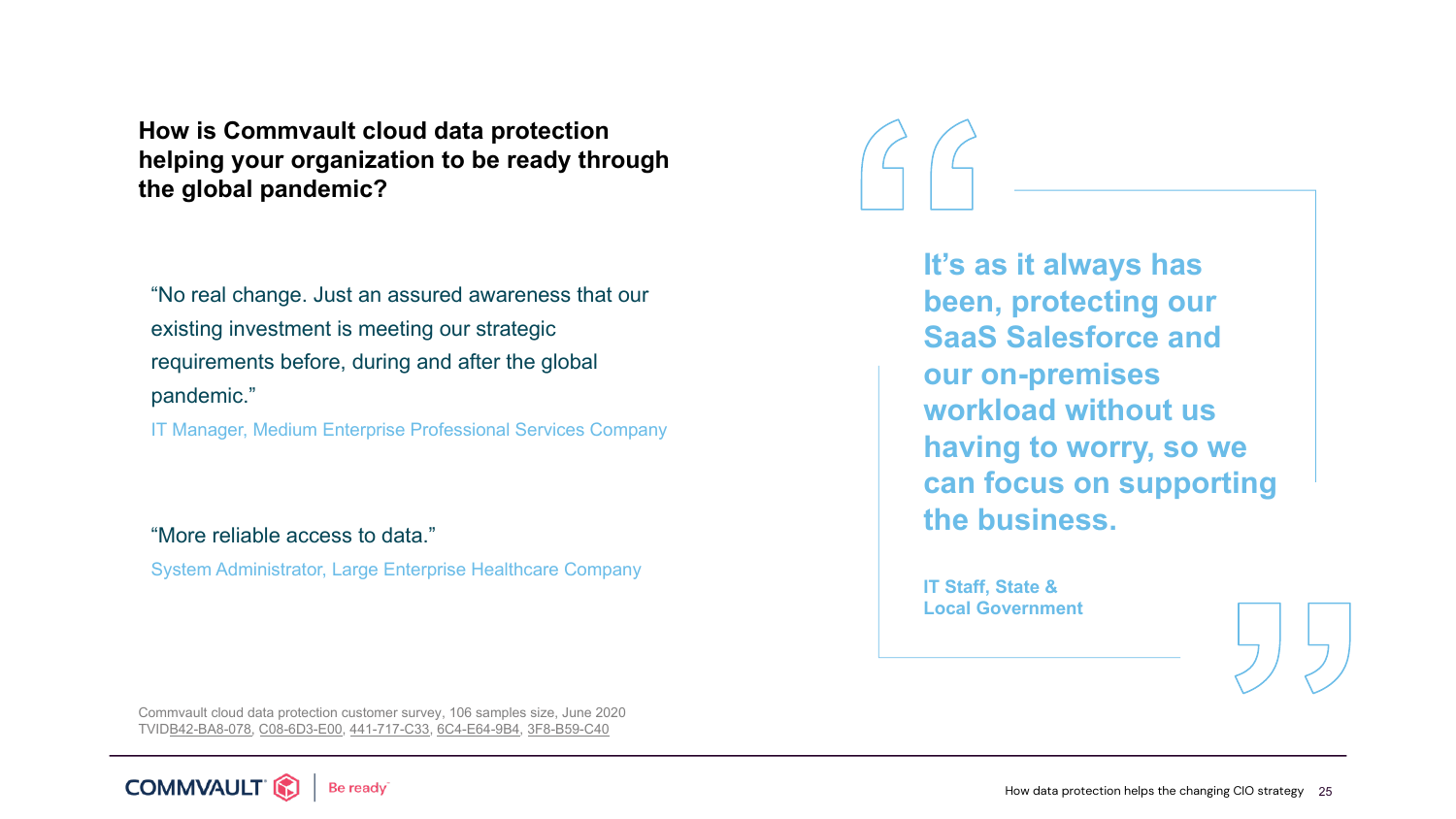## How is Commvault cloud data protection helping your organization to be ready through the global pandemic?

"No real change. Just an assured awareness that our existing investment is meeting our strategic requirements before, during and after the global pandemic."

IT Manager, Medium Enterprise Professional Services Company

"More reliable access to data."

System Administrator, Large Enterprise Healthcare Company

> **It's as it always has been, protecting our SaaS Salesforce and our on-premises workload without us having to worry, so we can focus on supporting the business.**
>
> **IT Staff, State & Local Government**

Commvault cloud data protection customer survey, 106 samples size, June 2020
TVIDB42-BA8-078, C08-6D3-E00, 441-717-C33, 6C4-E64-9B4, 3F8-B59-C40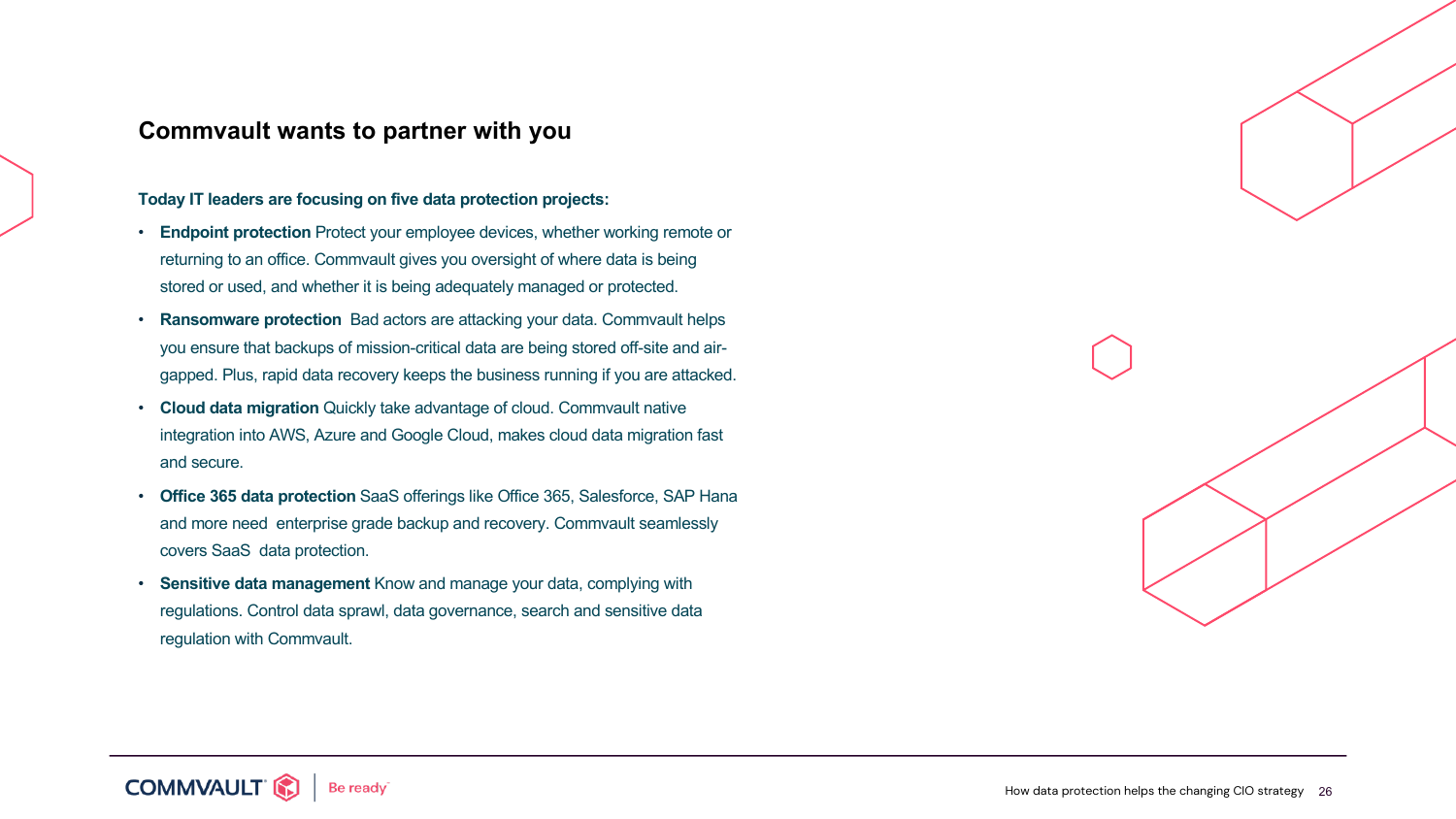## Commvault wants to partner with you

**Today IT leaders are focusing on five data protection projects:**

- **Endpoint protection** Protect your employee devices, whether working remote or returning to an office. Commvault gives you oversight of where data is being stored or used, and whether it is being adequately managed or protected.
- **Ransomware protection** Bad actors are attacking your data. Commvault helps you ensure that backups of mission-critical data are being stored off-site and air-gapped. Plus, rapid data recovery keeps the business running if you are attacked.
- **Cloud data migration** Quickly take advantage of cloud. Commvault native integration into AWS, Azure and Google Cloud, makes cloud data migration fast and secure.
- **Office 365 data protection** SaaS offerings like Office 365, Salesforce, SAP Hana and more need enterprise grade backup and recovery. Commvault seamlessly covers SaaS data protection.
- **Sensitive data management** Know and manage your data, complying with regulations. Control data sprawl, data governance, search and sensitive data regulation with Commvault.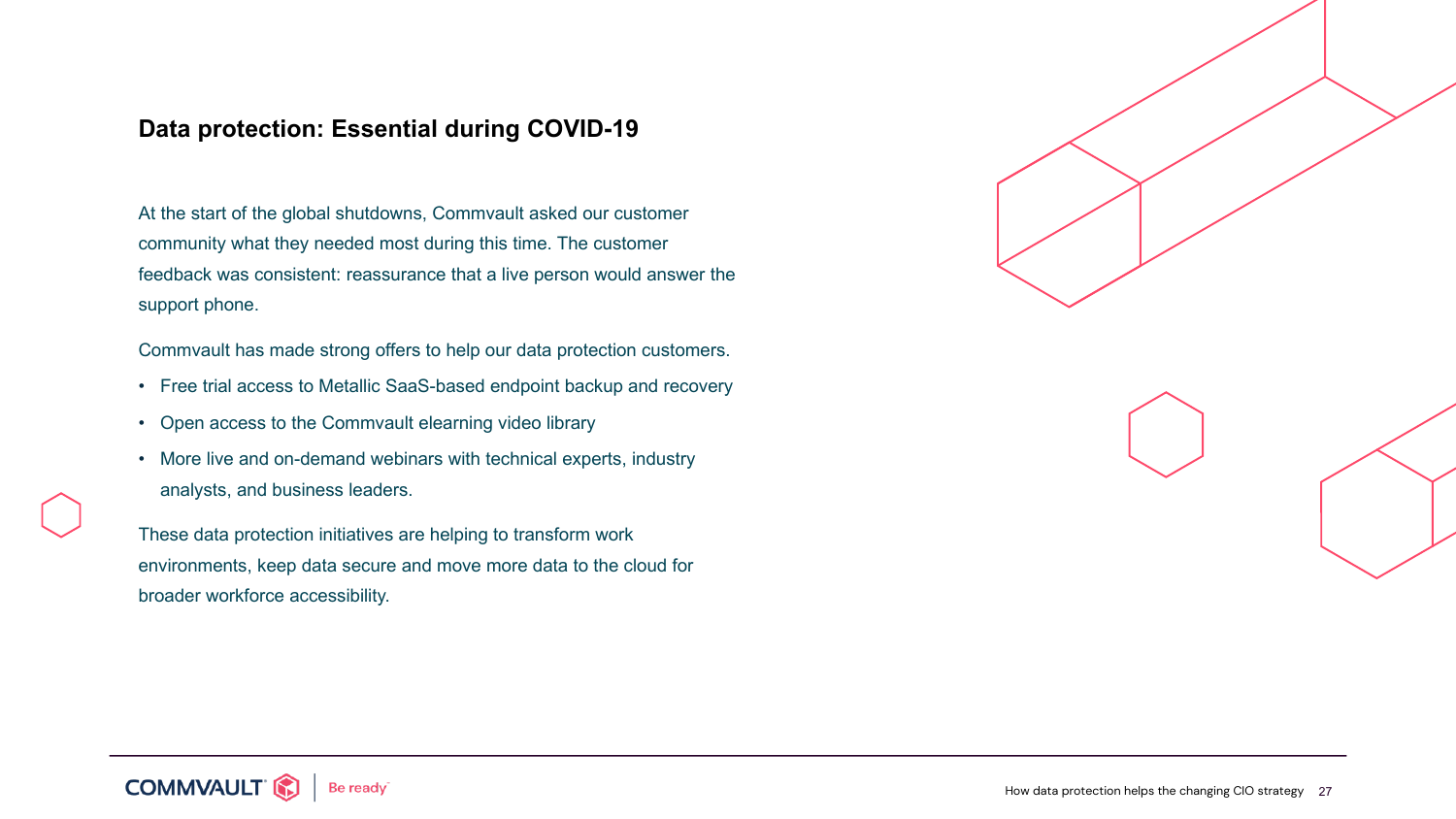## Data protection: Essential during COVID-19

At the start of the global shutdowns, Commvault asked our customer community what they needed most during this time. The customer feedback was consistent: reassurance that a live person would answer the support phone.

Commvault has made strong offers to help our data protection customers.

- Free trial access to Metallic SaaS-based endpoint backup and recovery
- Open access to the Commvault elearning video library
- More live and on-demand webinars with technical experts, industry analysts, and business leaders.

These data protection initiatives are helping to transform work environments, keep data secure and move more data to the cloud for broader workforce accessibility.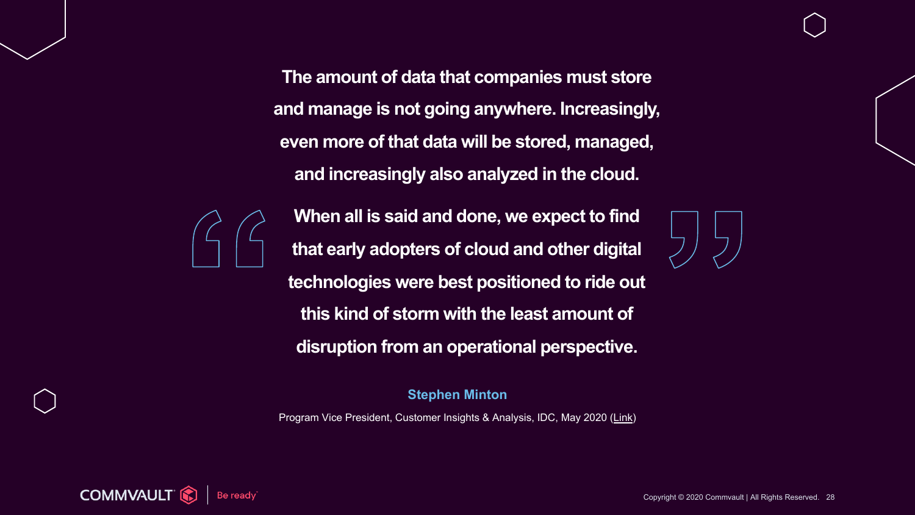> **The amount of data that companies must store and manage is not going anywhere. Increasingly, even more of that data will be stored, managed, and increasingly also analyzed in the cloud.**
>
> **When all is said and done, we expect to find that early adopters of cloud and other digital technologies were best positioned to ride out this kind of storm with the least amount of disruption from an operational perspective.**

**Stephen Minton**

Program Vice President, Customer Insights & Analysis, IDC, May 2020 (Link)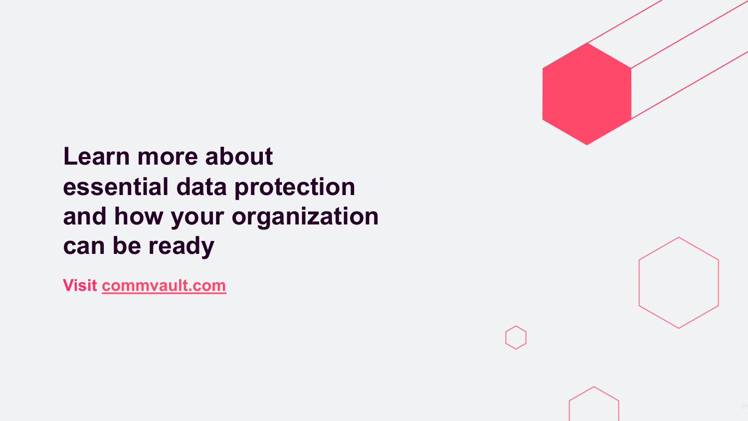# Learn more about essential data protection and how your organization can be ready

**Visit [commvault.com](https://commvault.com)**